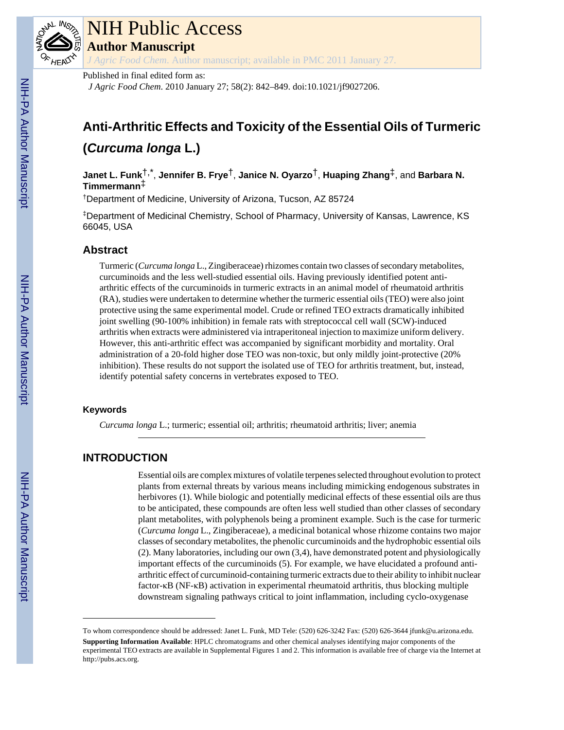# NIH Public Access

## Author Manuscript

*J Agric Food Chem*. Author manuscript; available in PMC 2011 January 27.

Published in final edited form as:

*J Agric Food Chem*. 2010 January 27; 58(2): 842–849. doi:10.1021/jf9027206.

# Anti-Arthritic Effects and Toxicity of the Essential Oils of Turmeric (*Curcuma longa* L.)

**Janet L. Funk**[†,*], **Jennifer B. Frye**[†], **Janice N. Oyarzo**[†], **Huaping Zhang**[‡], and **Barbara N. Timmermann**[‡]

[†]Department of Medicine, University of Arizona, Tucson, AZ 85724

[‡]Department of Medicinal Chemistry, School of Pharmacy, University of Kansas, Lawrence, KS 66045, USA

## Abstract

Turmeric (*Curcuma longa* L., Zingiberaceae) rhizomes contain two classes of secondary metabolites, curcuminoids and the less well-studied essential oils. Having previously identified potent anti-arthritic effects of the curcuminoids in turmeric extracts in an animal model of rheumatoid arthritis (RA), studies were undertaken to determine whether the turmeric essential oils (TEO) were also joint protective using the same experimental model. Crude or refined TEO extracts dramatically inhibited joint swelling (90-100% inhibition) in female rats with streptococcal cell wall (SCW)-induced arthritis when extracts were administered via intraperitoneal injection to maximize uniform delivery. However, this anti-arthritic effect was accompanied by significant morbidity and mortality. Oral administration of a 20-fold higher dose TEO was non-toxic, but only mildly joint-protective (20% inhibition). These results do not support the isolated use of TEO for arthritis treatment, but, instead, identify potential safety concerns in vertebrates exposed to TEO.

### Keywords

*Curcuma longa* L.; turmeric; essential oil; arthritis; rheumatoid arthritis; liver; anemia

## INTRODUCTION

Essential oils are complex mixtures of volatile terpenes selected throughout evolution to protect plants from external threats by various means including mimicking endogenous substrates in herbivores (1). While biologic and potentially medicinal effects of these essential oils are thus to be anticipated, these compounds are often less well studied than other classes of secondary plant metabolites, with polyphenols being a prominent example. Such is the case for turmeric (*Curcuma longa* L., Zingiberaceae), a medicinal botanical whose rhizome contains two major classes of secondary metabolites, the phenolic curcuminoids and the hydrophobic essential oils (2). Many laboratories, including our own (3,4), have demonstrated potent and physiologically important effects of the curcuminoids (5). For example, we have elucidated a profound anti-arthritic effect of curcuminoid-containing turmeric extracts due to their ability to inhibit nuclear factor-κB (NF-κB) activation in experimental rheumatoid arthritis, thus blocking multiple downstream signaling pathways critical to joint inflammation, including cyclo-oxygenase

---

To whom correspondence should be addressed: Janet L. Funk, MD Tele: (520) 626-3242 Fax: (520) 626-3644 jfunk@u.arizona.edu.

**Supporting Information Available**: HPLC chromatograms and other chemical analyses identifying major components of the experimental TEO extracts are available in Supplemental Figures 1 and 2. This information is available free of charge via the Internet at http://pubs.acs.org.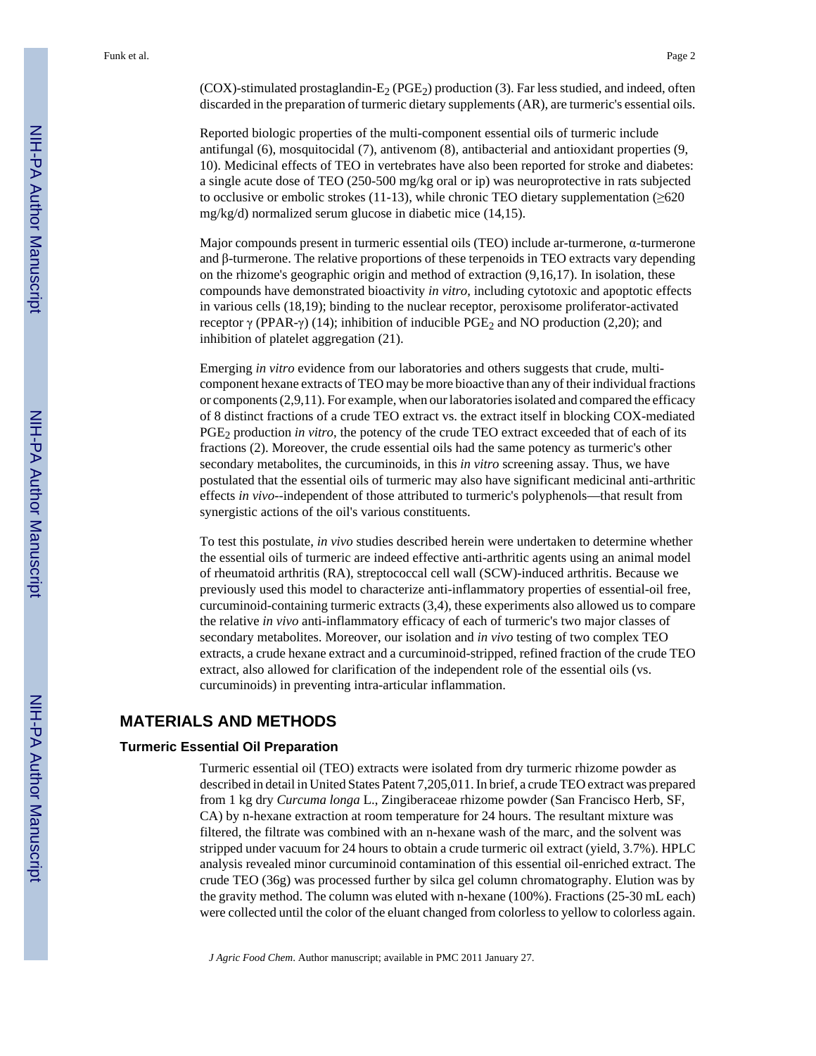(COX)-stimulated prostaglandin-$E_2$ ($PGE_2$) production (3). Far less studied, and indeed, often discarded in the preparation of turmeric dietary supplements (AR), are turmeric's essential oils.

Reported biologic properties of the multi-component essential oils of turmeric include antifungal (6), mosquitocidal (7), antivenom (8), antibacterial and antioxidant properties (9, 10). Medicinal effects of TEO in vertebrates have also been reported for stroke and diabetes: a single acute dose of TEO (250-500 mg/kg oral or ip) was neuroprotective in rats subjected to occlusive or embolic strokes (11-13), while chronic TEO dietary supplementation (≥620 mg/kg/d) normalized serum glucose in diabetic mice (14,15).

Major compounds present in turmeric essential oils (TEO) include ar-turmerone, α-turmerone and β-turmerone. The relative proportions of these terpenoids in TEO extracts vary depending on the rhizome's geographic origin and method of extraction (9,16,17). In isolation, these compounds have demonstrated bioactivity *in vitro*, including cytotoxic and apoptotic effects in various cells (18,19); binding to the nuclear receptor, peroxisome proliferator-activated receptor γ (PPAR-γ) (14); inhibition of inducible $PGE_2$ and NO production (2,20); and inhibition of platelet aggregation (21).

Emerging *in vitro* evidence from our laboratories and others suggests that crude, multi-component hexane extracts of TEO may be more bioactive than any of their individual fractions or components (2,9,11). For example, when our laboratories isolated and compared the efficacy of 8 distinct fractions of a crude TEO extract vs. the extract itself in blocking COX-mediated $PGE_2$ production *in vitro*, the potency of the crude TEO extract exceeded that of each of its fractions (2). Moreover, the crude essential oils had the same potency as turmeric's other secondary metabolites, the curcuminoids, in this *in vitro* screening assay. Thus, we have postulated that the essential oils of turmeric may also have significant medicinal anti-arthritic effects *in vivo*--independent of those attributed to turmeric's polyphenols—that result from synergistic actions of the oil's various constituents.

To test this postulate, *in vivo* studies described herein were undertaken to determine whether the essential oils of turmeric are indeed effective anti-arthritic agents using an animal model of rheumatoid arthritis (RA), streptococcal cell wall (SCW)-induced arthritis. Because we previously used this model to characterize anti-inflammatory properties of essential-oil free, curcuminoid-containing turmeric extracts (3,4), these experiments also allowed us to compare the relative *in vivo* anti-inflammatory efficacy of each of turmeric's two major classes of secondary metabolites. Moreover, our isolation and *in vivo* testing of two complex TEO extracts, a crude hexane extract and a curcuminoid-stripped, refined fraction of the crude TEO extract, also allowed for clarification of the independent role of the essential oils (vs. curcuminoids) in preventing intra-articular inflammation.

## MATERIALS AND METHODS

### Turmeric Essential Oil Preparation

Turmeric essential oil (TEO) extracts were isolated from dry turmeric rhizome powder as described in detail in United States Patent 7,205,011. In brief, a crude TEO extract was prepared from 1 kg dry *Curcuma longa* L., Zingiberaceae rhizome powder (San Francisco Herb, SF, CA) by n-hexane extraction at room temperature for 24 hours. The resultant mixture was filtered, the filtrate was combined with an n-hexane wash of the marc, and the solvent was stripped under vacuum for 24 hours to obtain a crude turmeric oil extract (yield, 3.7%). HPLC analysis revealed minor curcuminoid contamination of this essential oil-enriched extract. The crude TEO (36g) was processed further by silca gel column chromatography. Elution was by the gravity method. The column was eluted with n-hexane (100%). Fractions (25-30 mL each) were collected until the color of the eluant changed from colorless to yellow to colorless again.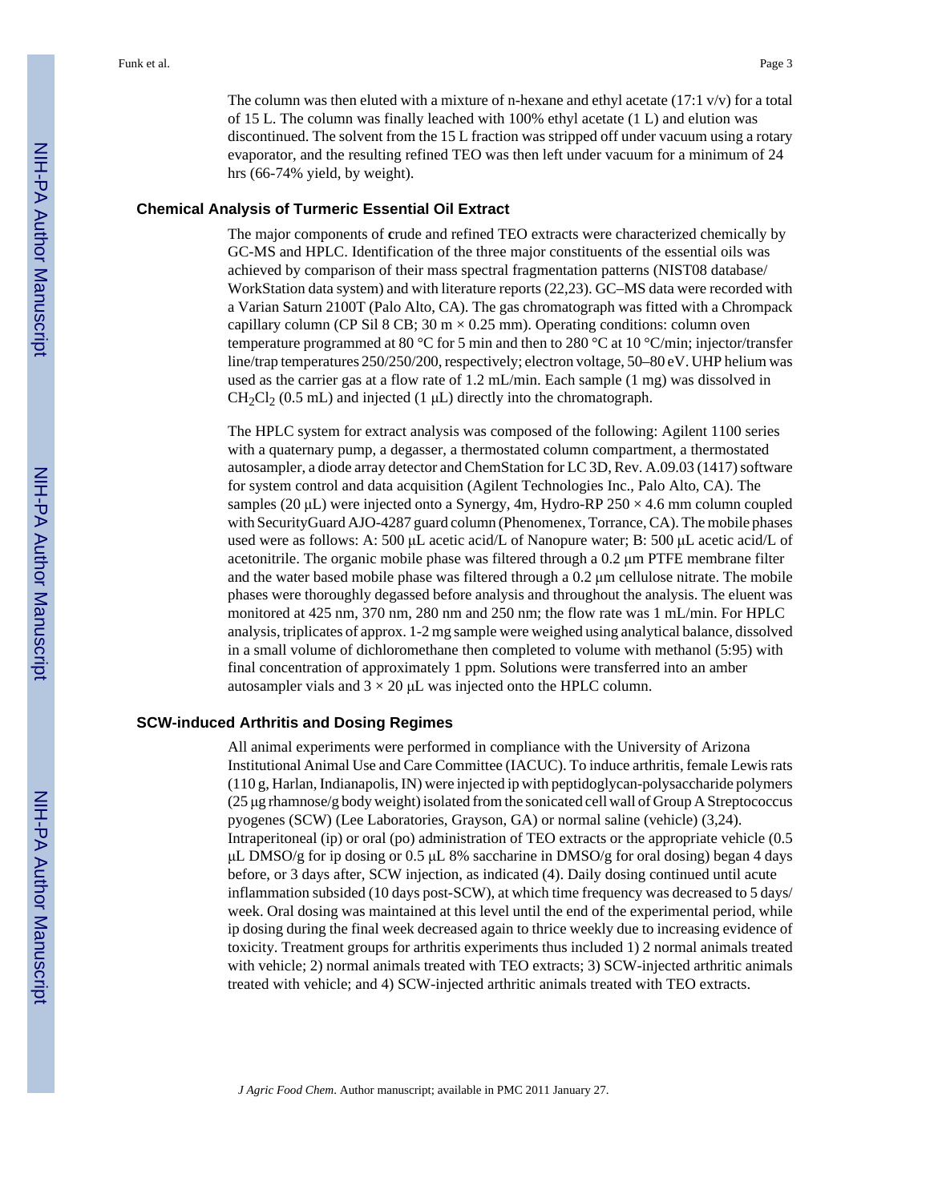The column was then eluted with a mixture of n-hexane and ethyl acetate (17:1 v/v) for a total of 15 L. The column was finally leached with 100% ethyl acetate (1 L) and elution was discontinued. The solvent from the 15 L fraction was stripped off under vacuum using a rotary evaporator, and the resulting refined TEO was then left under vacuum for a minimum of 24 hrs (66-74% yield, by weight).

### Chemical Analysis of Turmeric Essential Oil Extract

The major components of **c**rude and refined TEO extracts were characterized chemically by GC-MS and HPLC. Identification of the three major constituents of the essential oils was achieved by comparison of their mass spectral fragmentation patterns (NIST08 database/ WorkStation data system) and with literature reports (22,23). GC–MS data were recorded with a Varian Saturn 2100T (Palo Alto, CA). The gas chromatograph was fitted with a Chrompack capillary column (CP Sil 8 CB; 30 m × 0.25 mm). Operating conditions: column oven temperature programmed at 80 °C for 5 min and then to 280 °C at 10 °C/min; injector/transfer line/trap temperatures 250/250/200, respectively; electron voltage, 50–80 eV. UHP helium was used as the carrier gas at a flow rate of 1.2 mL/min. Each sample (1 mg) was dissolved in $CH_2Cl_2$ (0.5 mL) and injected (1 μL) directly into the chromatograph.

The HPLC system for extract analysis was composed of the following: Agilent 1100 series with a quaternary pump, a degasser, a thermostated column compartment, a thermostated autosampler, a diode array detector and ChemStation for LC 3D, Rev. A.09.03 (1417) software for system control and data acquisition (Agilent Technologies Inc., Palo Alto, CA). The samples (20 μL) were injected onto a Synergy, 4m, Hydro-RP 250 × 4.6 mm column coupled with SecurityGuard AJO-4287 guard column (Phenomenex, Torrance, CA). The mobile phases used were as follows: A: 500 μL acetic acid/L of Nanopure water; B: 500 μL acetic acid/L of acetonitrile. The organic mobile phase was filtered through a 0.2 μm PTFE membrane filter and the water based mobile phase was filtered through a 0.2 μm cellulose nitrate. The mobile phases were thoroughly degassed before analysis and throughout the analysis. The eluent was monitored at 425 nm, 370 nm, 280 nm and 250 nm; the flow rate was 1 mL/min. For HPLC analysis, triplicates of approx. 1-2 mg sample were weighed using analytical balance, dissolved in a small volume of dichloromethane then completed to volume with methanol (5:95) with final concentration of approximately 1 ppm. Solutions were transferred into an amber autosampler vials and 3 × 20 μL was injected onto the HPLC column.

### SCW-induced Arthritis and Dosing Regimes

All animal experiments were performed in compliance with the University of Arizona Institutional Animal Use and Care Committee (IACUC). To induce arthritis, female Lewis rats (110 g, Harlan, Indianapolis, IN) were injected ip with peptidoglycan-polysaccharide polymers (25 μg rhamnose/g body weight) isolated from the sonicated cell wall of Group A Streptococcus pyogenes (SCW) (Lee Laboratories, Grayson, GA) or normal saline (vehicle) (3,24). Intraperitoneal (ip) or oral (po) administration of TEO extracts or the appropriate vehicle (0.5 μL DMSO/g for ip dosing or 0.5 μL 8% saccharine in DMSO/g for oral dosing) began 4 days before, or 3 days after, SCW injection, as indicated (4). Daily dosing continued until acute inflammation subsided (10 days post-SCW), at which time frequency was decreased to 5 days/ week. Oral dosing was maintained at this level until the end of the experimental period, while ip dosing during the final week decreased again to thrice weekly due to increasing evidence of toxicity. Treatment groups for arthritis experiments thus included 1) 2 normal animals treated with vehicle; 2) normal animals treated with TEO extracts; 3) SCW-injected arthritic animals treated with vehicle; and 4) SCW-injected arthritic animals treated with TEO extracts.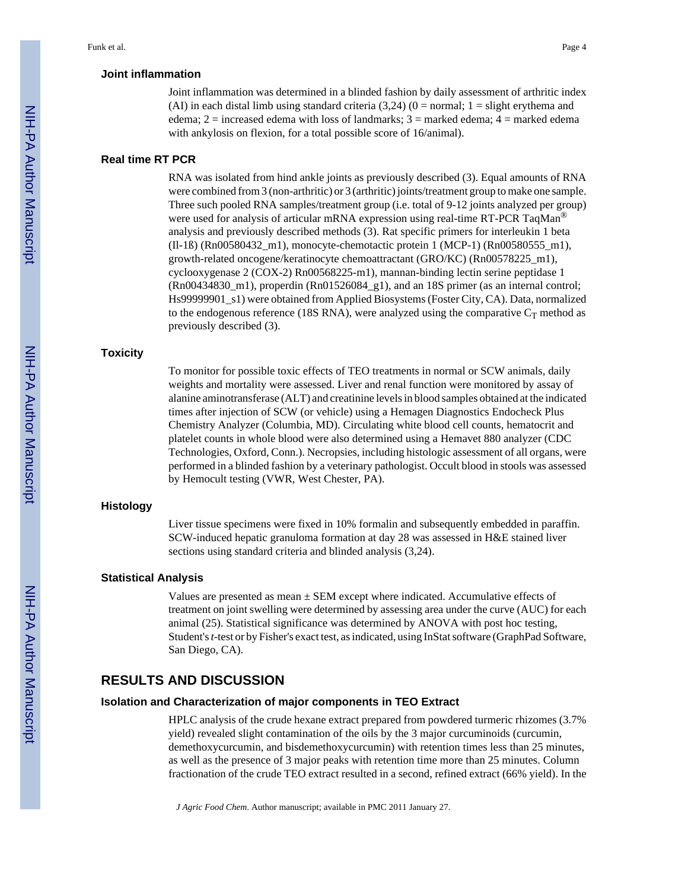### Joint inflammation

Joint inflammation was determined in a blinded fashion by daily assessment of arthritic index (AI) in each distal limb using standard criteria (3,24) (0 = normal; 1 = slight erythema and edema; 2 = increased edema with loss of landmarks; 3 = marked edema; 4 = marked edema with ankylosis on flexion, for a total possible score of 16/animal).

### Real time RT PCR

RNA was isolated from hind ankle joints as previously described (3). Equal amounts of RNA were combined from 3 (non-arthritic) or 3 (arthritic) joints/treatment group to make one sample. Three such pooled RNA samples/treatment group (i.e. total of 9-12 joints analyzed per group) were used for analysis of articular mRNA expression using real-time RT-PCR TaqMan® analysis and previously described methods (3). Rat specific primers for interleukin 1 beta (Il-1ß) (Rn00580432_m1), monocyte-chemotactic protein 1 (MCP-1) (Rn00580555_m1), growth-related oncogene/keratinocyte chemoattractant (GRO/KC) (Rn00578225_m1), cyclooxygenase 2 (COX-2) Rn00568225-m1), mannan-binding lectin serine peptidase 1 (Rn00434830_m1), properdin (Rn01526084_g1), and an 18S primer (as an internal control; Hs99999901_s1) were obtained from Applied Biosystems (Foster City, CA). Data, normalized to the endogenous reference (18S RNA), were analyzed using the comparative $C_T$ method as previously described (3).

### Toxicity

To monitor for possible toxic effects of TEO treatments in normal or SCW animals, daily weights and mortality were assessed. Liver and renal function were monitored by assay of alanine aminotransferase (ALT) and creatinine levels in blood samples obtained at the indicated times after injection of SCW (or vehicle) using a Hemagen Diagnostics Endocheck Plus Chemistry Analyzer (Columbia, MD). Circulating white blood cell counts, hematocrit and platelet counts in whole blood were also determined using a Hemavet 880 analyzer (CDC Technologies, Oxford, Conn.). Necropsies, including histologic assessment of all organs, were performed in a blinded fashion by a veterinary pathologist. Occult blood in stools was assessed by Hemocult testing (VWR, West Chester, PA).

### Histology

Liver tissue specimens were fixed in 10% formalin and subsequently embedded in paraffin. SCW-induced hepatic granuloma formation at day 28 was assessed in H&E stained liver sections using standard criteria and blinded analysis (3,24).

### Statistical Analysis

Values are presented as mean ± SEM except where indicated. Accumulative effects of treatment on joint swelling were determined by assessing area under the curve (AUC) for each animal (25). Statistical significance was determined by ANOVA with post hoc testing, Student's *t*-test or by Fisher's exact test, as indicated, using InStat software (GraphPad Software, San Diego, CA).

## RESULTS AND DISCUSSION

### Isolation and Characterization of major components in TEO Extract

HPLC analysis of the crude hexane extract prepared from powdered turmeric rhizomes (3.7% yield) revealed slight contamination of the oils by the 3 major curcuminoids (curcumin, demethoxycurcumin, and bisdemethoxycurcumin) with retention times less than 25 minutes, as well as the presence of 3 major peaks with retention time more than 25 minutes. Column fractionation of the crude TEO extract resulted in a second, refined extract (66% yield). In the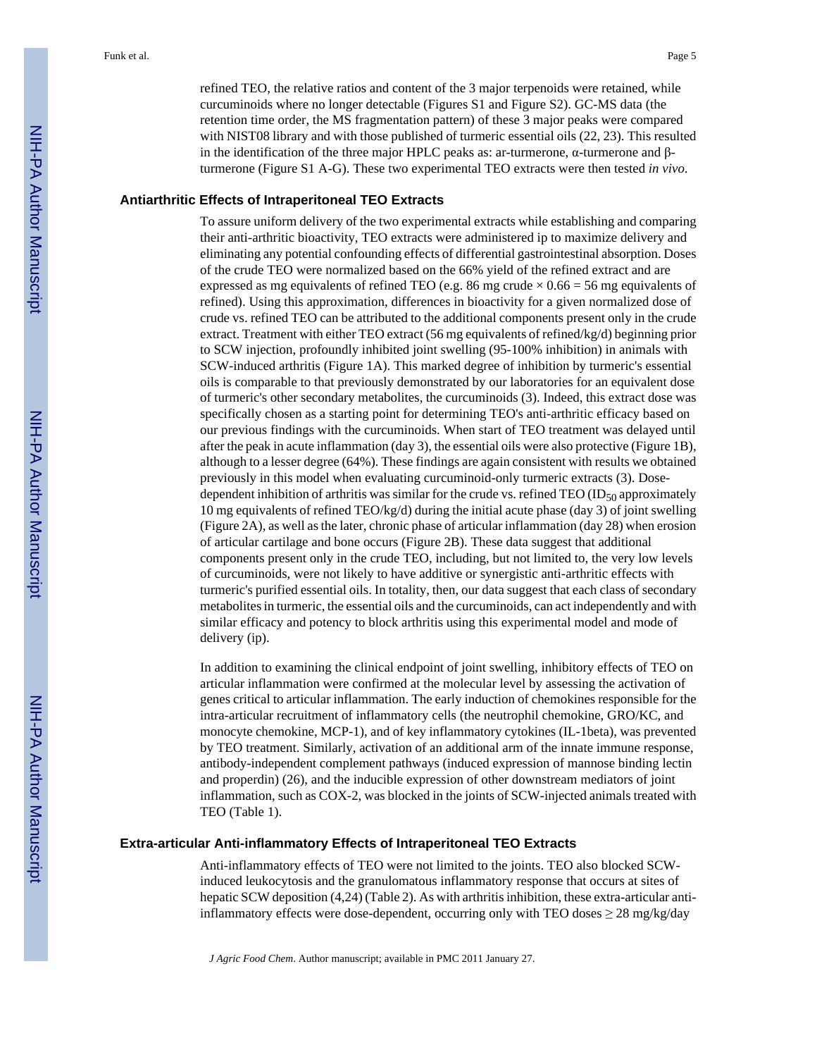refined TEO, the relative ratios and content of the 3 major terpenoids were retained, while curcuminoids where no longer detectable (Figures S1 and Figure S2). GC-MS data (the retention time order, the MS fragmentation pattern) of these 3 major peaks were compared with NIST08 library and with those published of turmeric essential oils (22, 23). This resulted in the identification of the three major HPLC peaks as: ar-turmerone, α-turmerone and β-turmerone (Figure S1 A-G). These two experimental TEO extracts were then tested *in vivo*.

### Antiarthritic Effects of Intraperitoneal TEO Extracts

To assure uniform delivery of the two experimental extracts while establishing and comparing their anti-arthritic bioactivity, TEO extracts were administered ip to maximize delivery and eliminating any potential confounding effects of differential gastrointestinal absorption. Doses of the crude TEO were normalized based on the 66% yield of the refined extract and are expressed as mg equivalents of refined TEO (e.g. 86 mg crude × 0.66 = 56 mg equivalents of refined). Using this approximation, differences in bioactivity for a given normalized dose of crude vs. refined TEO can be attributed to the additional components present only in the crude extract. Treatment with either TEO extract (56 mg equivalents of refined/kg/d) beginning prior to SCW injection, profoundly inhibited joint swelling (95-100% inhibition) in animals with SCW-induced arthritis (Figure 1A). This marked degree of inhibition by turmeric's essential oils is comparable to that previously demonstrated by our laboratories for an equivalent dose of turmeric's other secondary metabolites, the curcuminoids (3). Indeed, this extract dose was specifically chosen as a starting point for determining TEO's anti-arthritic efficacy based on our previous findings with the curcuminoids. When start of TEO treatment was delayed until after the peak in acute inflammation (day 3), the essential oils were also protective (Figure 1B), although to a lesser degree (64%). These findings are again consistent with results we obtained previously in this model when evaluating curcuminoid-only turmeric extracts (3). Dose-dependent inhibition of arthritis was similar for the crude vs. refined TEO ($ID_{50}$ approximately 10 mg equivalents of refined TEO/kg/d) during the initial acute phase (day 3) of joint swelling (Figure 2A), as well as the later, chronic phase of articular inflammation (day 28) when erosion of articular cartilage and bone occurs (Figure 2B). These data suggest that additional components present only in the crude TEO, including, but not limited to, the very low levels of curcuminoids, were not likely to have additive or synergistic anti-arthritic effects with turmeric's purified essential oils. In totality, then, our data suggest that each class of secondary metabolites in turmeric, the essential oils and the curcuminoids, can act independently and with similar efficacy and potency to block arthritis using this experimental model and mode of delivery (ip).

In addition to examining the clinical endpoint of joint swelling, inhibitory effects of TEO on articular inflammation were confirmed at the molecular level by assessing the activation of genes critical to articular inflammation. The early induction of chemokines responsible for the intra-articular recruitment of inflammatory cells (the neutrophil chemokine, GRO/KC, and monocyte chemokine, MCP-1), and of key inflammatory cytokines (IL-1beta), was prevented by TEO treatment. Similarly, activation of an additional arm of the innate immune response, antibody-independent complement pathways (induced expression of mannose binding lectin and properdin) (26), and the inducible expression of other downstream mediators of joint inflammation, such as COX-2, was blocked in the joints of SCW-injected animals treated with TEO (Table 1).

### Extra-articular Anti-inflammatory Effects of Intraperitoneal TEO Extracts

Anti-inflammatory effects of TEO were not limited to the joints. TEO also blocked SCW-induced leukocytosis and the granulomatous inflammatory response that occurs at sites of hepatic SCW deposition (4,24) (Table 2). As with arthritis inhibition, these extra-articular anti-inflammatory effects were dose-dependent, occurring only with TEO doses ≥ 28 mg/kg/day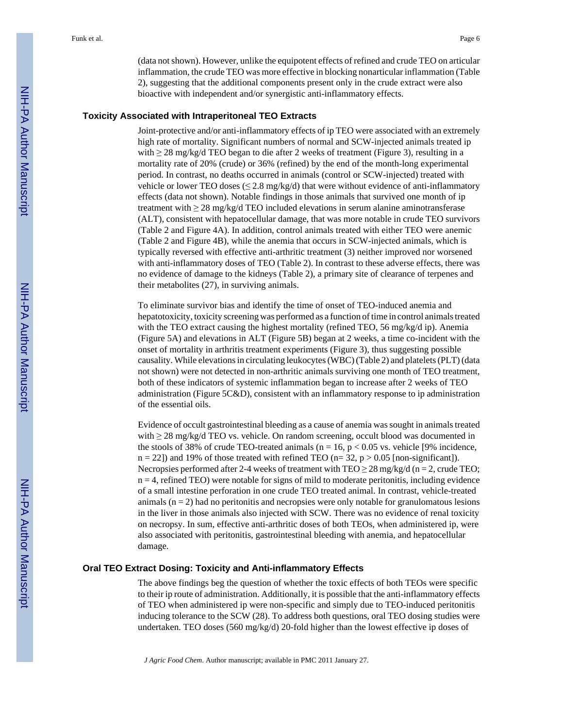(data not shown). However, unlike the equipotent effects of refined and crude TEO on articular inflammation, the crude TEO was more effective in blocking nonarticular inflammation (Table 2), suggesting that the additional components present only in the crude extract were also bioactive with independent and/or synergistic anti-inflammatory effects.

### Toxicity Associated with Intraperitoneal TEO Extracts

Joint-protective and/or anti-inflammatory effects of ip TEO were associated with an extremely high rate of mortality. Significant numbers of normal and SCW-injected animals treated ip with $\geq 28$ mg/kg/d TEO began to die after 2 weeks of treatment (Figure 3), resulting in a mortality rate of 20% (crude) or 36% (refined) by the end of the month-long experimental period. In contrast, no deaths occurred in animals (control or SCW-injected) treated with vehicle or lower TEO doses ($\leq 2.8$ mg/kg/d) that were without evidence of anti-inflammatory effects (data not shown). Notable findings in those animals that survived one month of ip treatment with $\geq 28$ mg/kg/d TEO included elevations in serum alanine aminotransferase (ALT), consistent with hepatocellular damage, that was more notable in crude TEO survivors (Table 2 and Figure 4A). In addition, control animals treated with either TEO were anemic (Table 2 and Figure 4B), while the anemia that occurs in SCW-injected animals, which is typically reversed with effective anti-arthritic treatment (3) neither improved nor worsened with anti-inflammatory doses of TEO (Table 2). In contrast to these adverse effects, there was no evidence of damage to the kidneys (Table 2), a primary site of clearance of terpenes and their metabolites (27), in surviving animals.

To eliminate survivor bias and identify the time of onset of TEO-induced anemia and hepatotoxicity, toxicity screening was performed as a function of time in control animals treated with the TEO extract causing the highest mortality (refined TEO, 56 mg/kg/d ip). Anemia (Figure 5A) and elevations in ALT (Figure 5B) began at 2 weeks, a time co-incident with the onset of mortality in arthritis treatment experiments (Figure 3), thus suggesting possible causality. While elevations in circulating leukocytes (WBC) (Table 2) and platelets (PLT) (data not shown) were not detected in non-arthritic animals surviving one month of TEO treatment, both of these indicators of systemic inflammation began to increase after 2 weeks of TEO administration (Figure 5C&D), consistent with an inflammatory response to ip administration of the essential oils.

Evidence of occult gastrointestinal bleeding as a cause of anemia was sought in animals treated with $\geq 28$ mg/kg/d TEO vs. vehicle. On random screening, occult blood was documented in the stools of 38% of crude TEO-treated animals ($n = 16$, $p < 0.05$ vs. vehicle [9% incidence, $n = 22$]) and 19% of those treated with refined TEO ($n= 32$, $p > 0.05$ [non-significant]). Necropsies performed after 2-4 weeks of treatment with TEO $\geq 28$ mg/kg/d ($n = 2$, crude TEO; $n = 4$, refined TEO) were notable for signs of mild to moderate peritonitis, including evidence of a small intestine perforation in one crude TEO treated animal. In contrast, vehicle-treated animals ($n = 2$) had no peritonitis and necropsies were only notable for granulomatous lesions in the liver in those animals also injected with SCW. There was no evidence of renal toxicity on necropsy. In sum, effective anti-arthritic doses of both TEOs, when administered ip, were also associated with peritonitis, gastrointestinal bleeding with anemia, and hepatocellular damage.

### Oral TEO Extract Dosing: Toxicity and Anti-inflammatory Effects

The above findings beg the question of whether the toxic effects of both TEOs were specific to their ip route of administration. Additionally, it is possible that the anti-inflammatory effects of TEO when administered ip were non-specific and simply due to TEO-induced peritonitis inducing tolerance to the SCW (28). To address both questions, oral TEO dosing studies were undertaken. TEO doses (560 mg/kg/d) 20-fold higher than the lowest effective ip doses of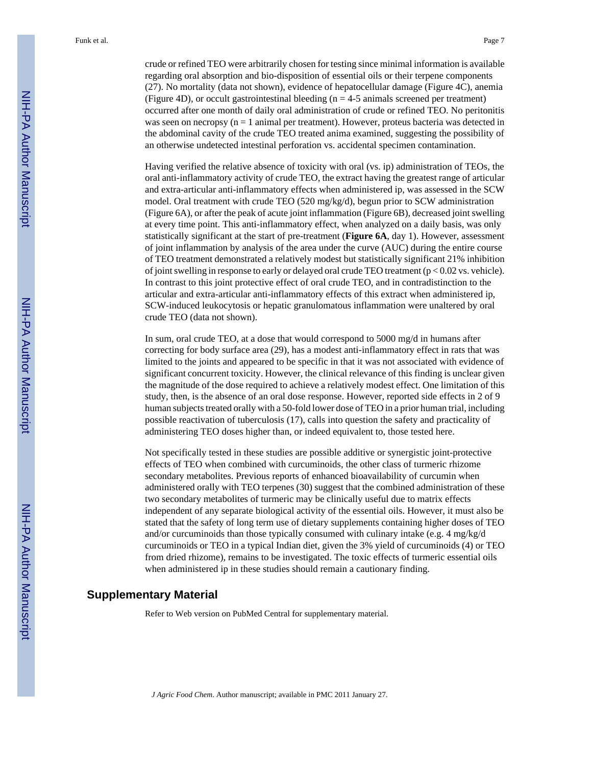crude or refined TEO were arbitrarily chosen for testing since minimal information is available regarding oral absorption and bio-disposition of essential oils or their terpene components (27). No mortality (data not shown), evidence of hepatocellular damage (Figure 4C), anemia (Figure 4D), or occult gastrointestinal bleeding ($n = 4$-5 animals screened per treatment) occurred after one month of daily oral administration of crude or refined TEO. No peritonitis was seen on necropsy ($n = 1$ animal per treatment). However, proteus bacteria was detected in the abdominal cavity of the crude TEO treated anima examined, suggesting the possibility of an otherwise undetected intestinal perforation vs. accidental specimen contamination.

Having verified the relative absence of toxicity with oral (vs. ip) administration of TEOs, the oral anti-inflammatory activity of crude TEO, the extract having the greatest range of articular and extra-articular anti-inflammatory effects when administered ip, was assessed in the SCW model. Oral treatment with crude TEO (520 mg/kg/d), begun prior to SCW administration (Figure 6A), or after the peak of acute joint inflammation (Figure 6B), decreased joint swelling at every time point. This anti-inflammatory effect, when analyzed on a daily basis, was only statistically significant at the start of pre-treatment (**Figure 6A**, day 1). However, assessment of joint inflammation by analysis of the area under the curve (AUC) during the entire course of TEO treatment demonstrated a relatively modest but statistically significant 21% inhibition of joint swelling in response to early or delayed oral crude TEO treatment ($p < 0.02$ vs. vehicle). In contrast to this joint protective effect of oral crude TEO, and in contradistinction to the articular and extra-articular anti-inflammatory effects of this extract when administered ip, SCW-induced leukocytosis or hepatic granulomatous inflammation were unaltered by oral crude TEO (data not shown).

In sum, oral crude TEO, at a dose that would correspond to 5000 mg/d in humans after correcting for body surface area (29), has a modest anti-inflammatory effect in rats that was limited to the joints and appeared to be specific in that it was not associated with evidence of significant concurrent toxicity. However, the clinical relevance of this finding is unclear given the magnitude of the dose required to achieve a relatively modest effect. One limitation of this study, then, is the absence of an oral dose response. However, reported side effects in 2 of 9 human subjects treated orally with a 50-fold lower dose of TEO in a prior human trial, including possible reactivation of tuberculosis (17), calls into question the safety and practicality of administering TEO doses higher than, or indeed equivalent to, those tested here.

Not specifically tested in these studies are possible additive or synergistic joint-protective effects of TEO when combined with curcuminoids, the other class of turmeric rhizome secondary metabolites. Previous reports of enhanced bioavailability of curcumin when administered orally with TEO terpenes (30) suggest that the combined administration of these two secondary metabolites of turmeric may be clinically useful due to matrix effects independent of any separate biological activity of the essential oils. However, it must also be stated that the safety of long term use of dietary supplements containing higher doses of TEO and/or curcuminoids than those typically consumed with culinary intake (e.g. 4 mg/kg/d curcuminoids or TEO in a typical Indian diet, given the 3% yield of curcuminoids (4) or TEO from dried rhizome), remains to be investigated. The toxic effects of turmeric essential oils when administered ip in these studies should remain a cautionary finding.

## Supplementary Material

Refer to Web version on PubMed Central for supplementary material.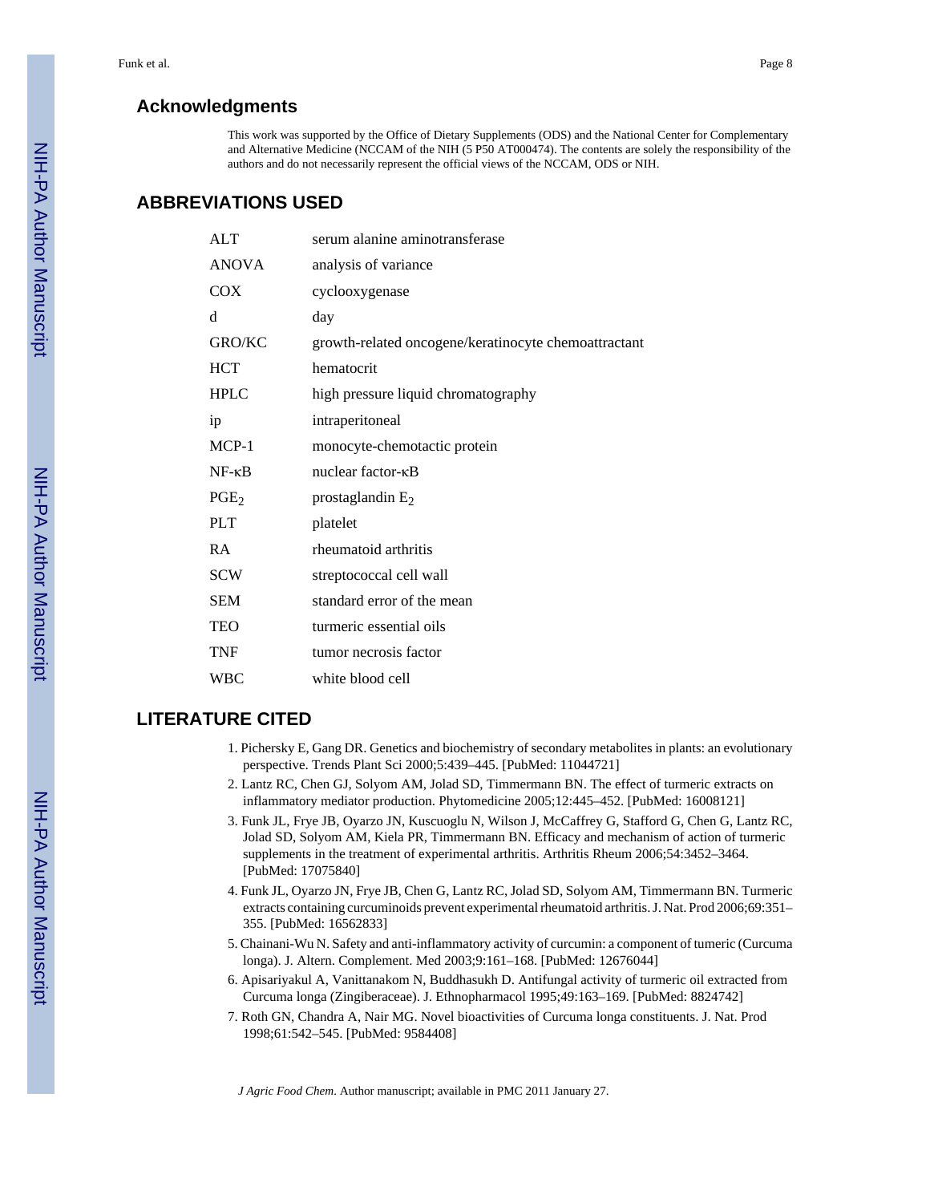## Acknowledgments

This work was supported by the Office of Dietary Supplements (ODS) and the National Center for Complementary and Alternative Medicine (NCCAM of the NIH (5 P50 AT000474). The contents are solely the responsibility of the authors and do not necessarily represent the official views of the NCCAM, ODS or NIH.

## ABBREVIATIONS USED

| | |
|---|---|
| ALT | serum alanine aminotransferase |
| ANOVA | analysis of variance |
| COX | cyclooxygenase |
| d | day |
| GRO/KC | growth-related oncogene/keratinocyte chemoattractant |
| HCT | hematocrit |
| HPLC | high pressure liquid chromatography |
| ip | intraperitoneal |
| MCP-1 | monocyte-chemotactic protein |
| NF-κB | nuclear factor-κB |
| $PGE_2$ | prostaglandin $E_2$ |
| PLT | platelet |
| RA | rheumatoid arthritis |
| SCW | streptococcal cell wall |
| SEM | standard error of the mean |
| TEO | turmeric essential oils |
| TNF | tumor necrosis factor |
| WBC | white blood cell |

## LITERATURE CITED

1. Pichersky E, Gang DR. Genetics and biochemistry of secondary metabolites in plants: an evolutionary perspective. Trends Plant Sci 2000;5:439–445. [PubMed: 11044721]
2. Lantz RC, Chen GJ, Solyom AM, Jolad SD, Timmermann BN. The effect of turmeric extracts on inflammatory mediator production. Phytomedicine 2005;12:445–452. [PubMed: 16008121]
3. Funk JL, Frye JB, Oyarzo JN, Kuscuoglu N, Wilson J, McCaffrey G, Stafford G, Chen G, Lantz RC, Jolad SD, Solyom AM, Kiela PR, Timmermann BN. Efficacy and mechanism of action of turmeric supplements in the treatment of experimental arthritis. Arthritis Rheum 2006;54:3452–3464. [PubMed: 17075840]
4. Funk JL, Oyarzo JN, Frye JB, Chen G, Lantz RC, Jolad SD, Solyom AM, Timmermann BN. Turmeric extracts containing curcuminoids prevent experimental rheumatoid arthritis. J. Nat. Prod 2006;69:351–355. [PubMed: 16562833]
5. Chainani-Wu N. Safety and anti-inflammatory activity of curcumin: a component of tumeric (Curcuma longa). J. Altern. Complement. Med 2003;9:161–168. [PubMed: 12676044]
6. Apisariyakul A, Vanittanakom N, Buddhasukh D. Antifungal activity of turmeric oil extracted from Curcuma longa (Zingiberaceae). J. Ethnopharmacol 1995;49:163–169. [PubMed: 8824742]
7. Roth GN, Chandra A, Nair MG. Novel bioactivities of Curcuma longa constituents. J. Nat. Prod 1998;61:542–545. [PubMed: 9584408]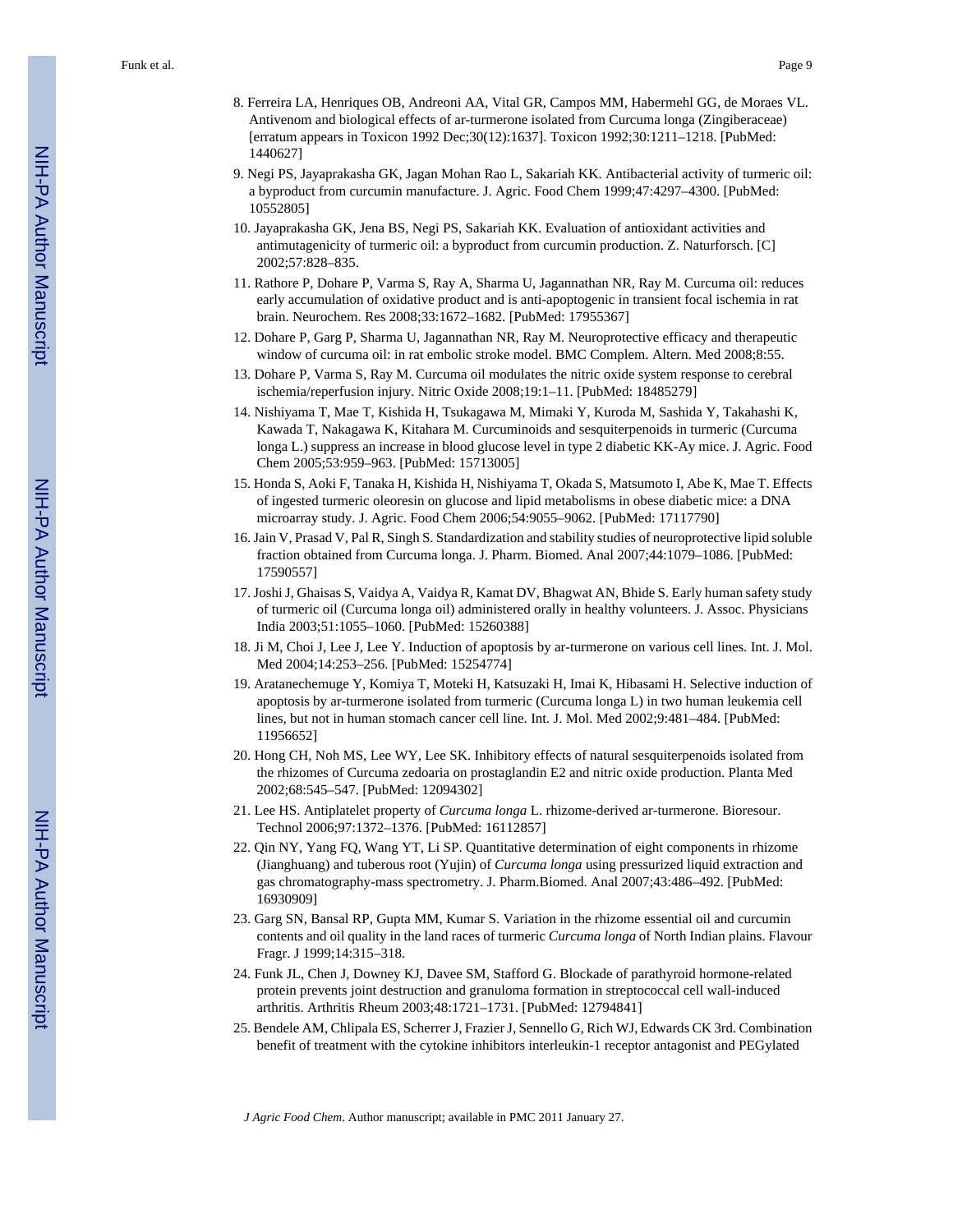8. Ferreira LA, Henriques OB, Andreoni AA, Vital GR, Campos MM, Habermehl GG, de Moraes VL. Antivenom and biological effects of ar-turmerone isolated from Curcuma longa (Zingiberaceae) [erratum appears in Toxicon 1992 Dec;30(12):1637]. Toxicon 1992;30:1211–1218. [PubMed: 1440627]
9. Negi PS, Jayaprakasha GK, Jagan Mohan Rao L, Sakariah KK. Antibacterial activity of turmeric oil: a byproduct from curcumin manufacture. J. Agric. Food Chem 1999;47:4297–4300. [PubMed: 10552805]
10. Jayaprakasha GK, Jena BS, Negi PS, Sakariah KK. Evaluation of antioxidant activities and antimutagenicity of turmeric oil: a byproduct from curcumin production. Z. Naturforsch. [C] 2002;57:828–835.
11. Rathore P, Dohare P, Varma S, Ray A, Sharma U, Jagannathan NR, Ray M. Curcuma oil: reduces early accumulation of oxidative product and is anti-apoptogenic in transient focal ischemia in rat brain. Neurochem. Res 2008;33:1672–1682. [PubMed: 17955367]
12. Dohare P, Garg P, Sharma U, Jagannathan NR, Ray M. Neuroprotective efficacy and therapeutic window of curcuma oil: in rat embolic stroke model. BMC Complem. Altern. Med 2008;8:55.
13. Dohare P, Varma S, Ray M. Curcuma oil modulates the nitric oxide system response to cerebral ischemia/reperfusion injury. Nitric Oxide 2008;19:1–11. [PubMed: 18485279]
14. Nishiyama T, Mae T, Kishida H, Tsukagawa M, Mimaki Y, Kuroda M, Sashida Y, Takahashi K, Kawada T, Nakagawa K, Kitahara M. Curcuminoids and sesquiterpenoids in turmeric (Curcuma longa L.) suppress an increase in blood glucose level in type 2 diabetic KK-Ay mice. J. Agric. Food Chem 2005;53:959–963. [PubMed: 15713005]
15. Honda S, Aoki F, Tanaka H, Kishida H, Nishiyama T, Okada S, Matsumoto I, Abe K, Mae T. Effects of ingested turmeric oleoresin on glucose and lipid metabolisms in obese diabetic mice: a DNA microarray study. J. Agric. Food Chem 2006;54:9055–9062. [PubMed: 17117790]
16. Jain V, Prasad V, Pal R, Singh S. Standardization and stability studies of neuroprotective lipid soluble fraction obtained from Curcuma longa. J. Pharm. Biomed. Anal 2007;44:1079–1086. [PubMed: 17590557]
17. Joshi J, Ghaisas S, Vaidya A, Vaidya R, Kamat DV, Bhagwat AN, Bhide S. Early human safety study of turmeric oil (Curcuma longa oil) administered orally in healthy volunteers. J. Assoc. Physicians India 2003;51:1055–1060. [PubMed: 15260388]
18. Ji M, Choi J, Lee J, Lee Y. Induction of apoptosis by ar-turmerone on various cell lines. Int. J. Mol. Med 2004;14:253–256. [PubMed: 15254774]
19. Aratanechemuge Y, Komiya T, Moteki H, Katsuzaki H, Imai K, Hibasami H. Selective induction of apoptosis by ar-turmerone isolated from turmeric (Curcuma longa L) in two human leukemia cell lines, but not in human stomach cancer cell line. Int. J. Mol. Med 2002;9:481–484. [PubMed: 11956652]
20. Hong CH, Noh MS, Lee WY, Lee SK. Inhibitory effects of natural sesquiterpenoids isolated from the rhizomes of Curcuma zedoaria on prostaglandin E2 and nitric oxide production. Planta Med 2002;68:545–547. [PubMed: 12094302]
21. Lee HS. Antiplatelet property of *Curcuma longa* L. rhizome-derived ar-turmerone. Bioresour. Technol 2006;97:1372–1376. [PubMed: 16112857]
22. Qin NY, Yang FQ, Wang YT, Li SP. Quantitative determination of eight components in rhizome (Jianghuang) and tuberous root (Yujin) of *Curcuma longa* using pressurized liquid extraction and gas chromatography-mass spectrometry. J. Pharm.Biomed. Anal 2007;43:486–492. [PubMed: 16930909]
23. Garg SN, Bansal RP, Gupta MM, Kumar S. Variation in the rhizome essential oil and curcumin contents and oil quality in the land races of turmeric *Curcuma longa* of North Indian plains. Flavour Fragr. J 1999;14:315–318.
24. Funk JL, Chen J, Downey KJ, Davee SM, Stafford G. Blockade of parathyroid hormone-related protein prevents joint destruction and granuloma formation in streptococcal cell wall-induced arthritis. Arthritis Rheum 2003;48:1721–1731. [PubMed: 12794841]
25. Bendele AM, Chlipala ES, Scherrer J, Frazier J, Sennello G, Rich WJ, Edwards CK 3rd. Combination benefit of treatment with the cytokine inhibitors interleukin-1 receptor antagonist and PEGylated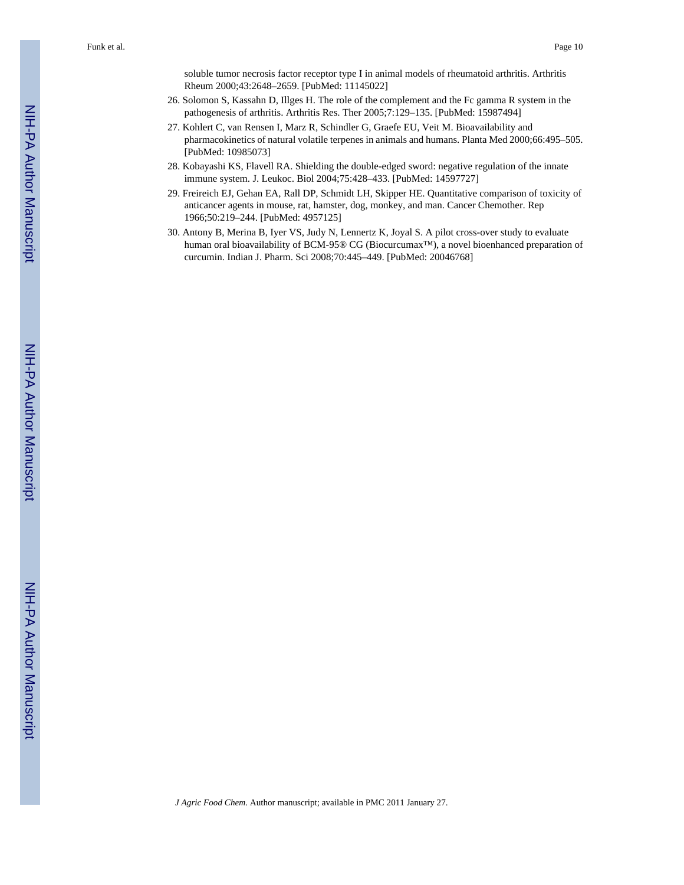soluble tumor necrosis factor receptor type I in animal models of rheumatoid arthritis. Arthritis Rheum 2000;43:2648–2659. [PubMed: 11145022]

26. Solomon S, Kassahn D, Illges H. The role of the complement and the Fc gamma R system in the pathogenesis of arthritis. Arthritis Res. Ther 2005;7:129–135. [PubMed: 15987494]
27. Kohlert C, van Rensen I, Marz R, Schindler G, Graefe EU, Veit M. Bioavailability and pharmacokinetics of natural volatile terpenes in animals and humans. Planta Med 2000;66:495–505. [PubMed: 10985073]
28. Kobayashi KS, Flavell RA. Shielding the double-edged sword: negative regulation of the innate immune system. J. Leukoc. Biol 2004;75:428–433. [PubMed: 14597727]
29. Freireich EJ, Gehan EA, Rall DP, Schmidt LH, Skipper HE. Quantitative comparison of toxicity of anticancer agents in mouse, rat, hamster, dog, monkey, and man. Cancer Chemother. Rep 1966;50:219–244. [PubMed: 4957125]
30. Antony B, Merina B, Iyer VS, Judy N, Lennertz K, Joyal S. A pilot cross-over study to evaluate human oral bioavailability of BCM-95® CG (Biocurcumax™), a novel bioenhanced preparation of curcumin. Indian J. Pharm. Sci 2008;70:445–449. [PubMed: 20046768]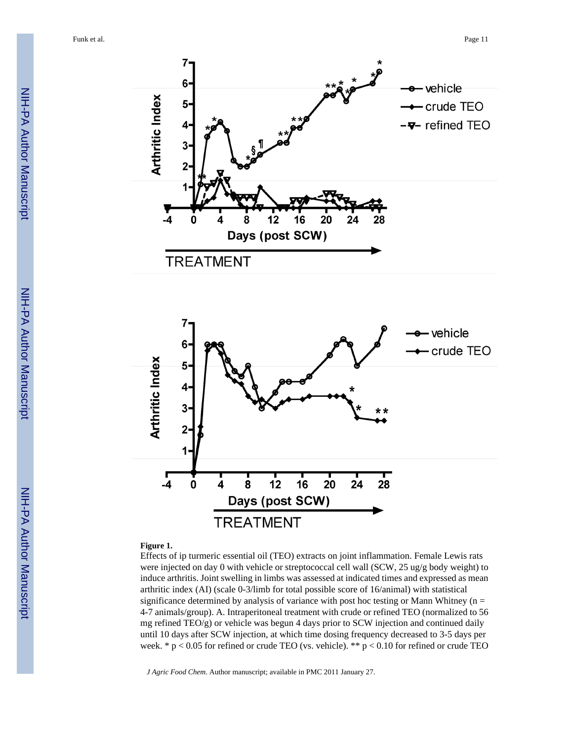**Figure 1.**

Effects of ip turmeric essential oil (TEO) extracts on joint inflammation. Female Lewis rats were injected on day 0 with vehicle or streptococcal cell wall (SCW, 25 ug/g body weight) to induce arthritis. Joint swelling in limbs was assessed at indicated times and expressed as mean arthritic index (AI) (scale 0-3/limb for total possible score of 16/animal) with statistical significance determined by analysis of variance with post hoc testing or Mann Whitney (n = 4-7 animals/group). A. Intraperitoneal treatment with crude or refined TEO (normalized to 56 mg refined TEO/g) or vehicle was begun 4 days prior to SCW injection and continued daily until 10 days after SCW injection, at which time dosing frequency decreased to 3-5 days per week. * $p < 0.05$ for refined or crude TEO (vs. vehicle). ** $p < 0.10$ for refined or crude TEO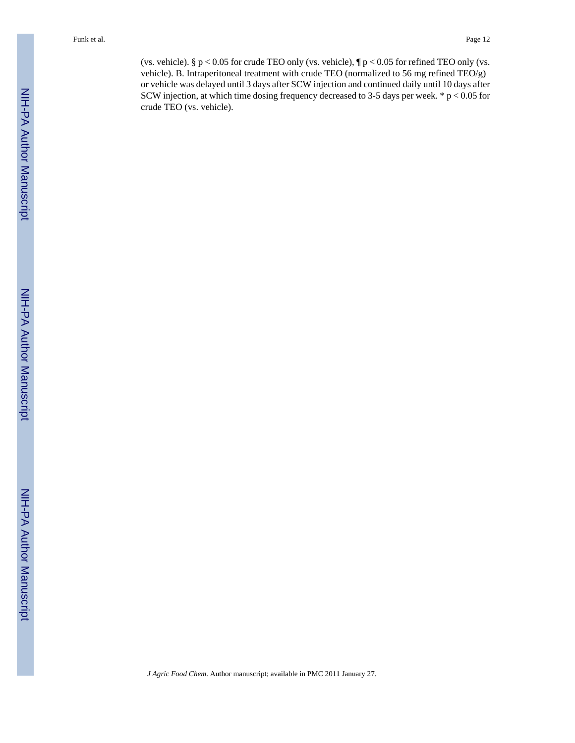(vs. vehicle). § $p < 0.05$ for crude TEO only (vs. vehicle), ¶ $p < 0.05$ for refined TEO only (vs. vehicle). B. Intraperitoneal treatment with crude TEO (normalized to 56 mg refined TEO/g) or vehicle was delayed until 3 days after SCW injection and continued daily until 10 days after SCW injection, at which time dosing frequency decreased to 3-5 days per week. * $p < 0.05$ for crude TEO (vs. vehicle).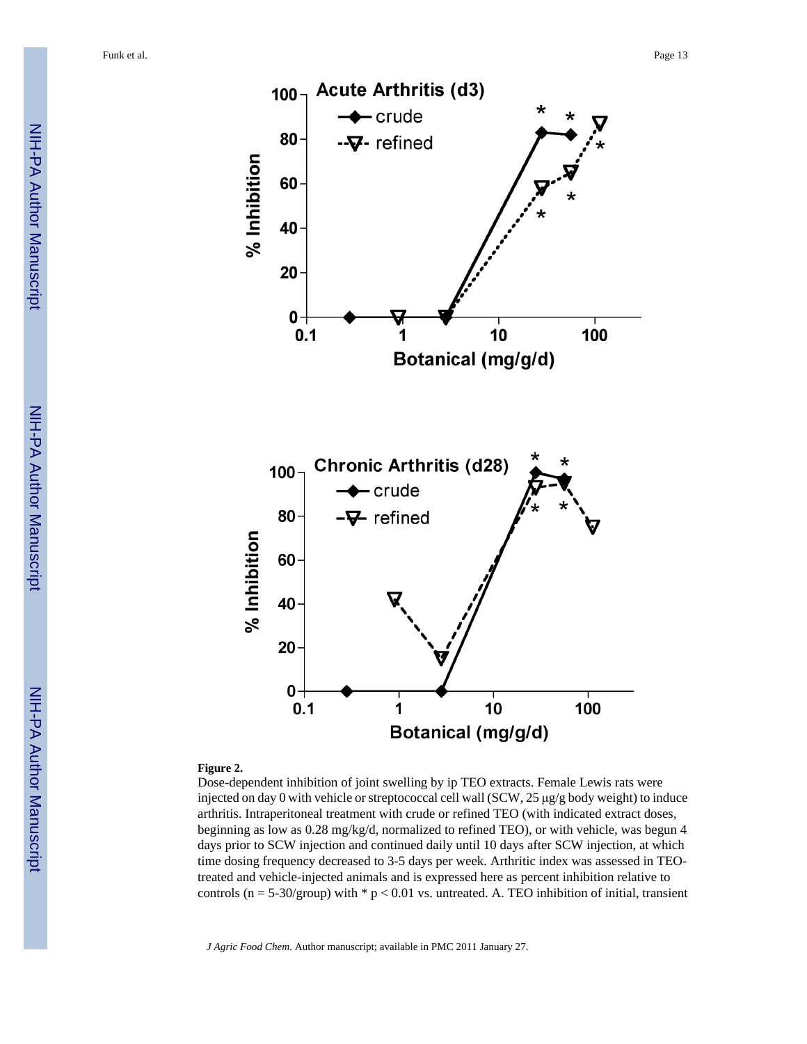**Figure 2.**

Dose-dependent inhibition of joint swelling by ip TEO extracts. Female Lewis rats were injected on day 0 with vehicle or streptococcal cell wall (SCW, 25 μg/g body weight) to induce arthritis. Intraperitoneal treatment with crude or refined TEO (with indicated extract doses, beginning as low as 0.28 mg/kg/d, normalized to refined TEO), or with vehicle, was begun 4 days prior to SCW injection and continued daily until 10 days after SCW injection, at which time dosing frequency decreased to 3-5 days per week. Arthritic index was assessed in TEO-treated and vehicle-injected animals and is expressed here as percent inhibition relative to controls (n = 5-30/group) with * $p < 0.01$ vs. untreated. A. TEO inhibition of initial, transient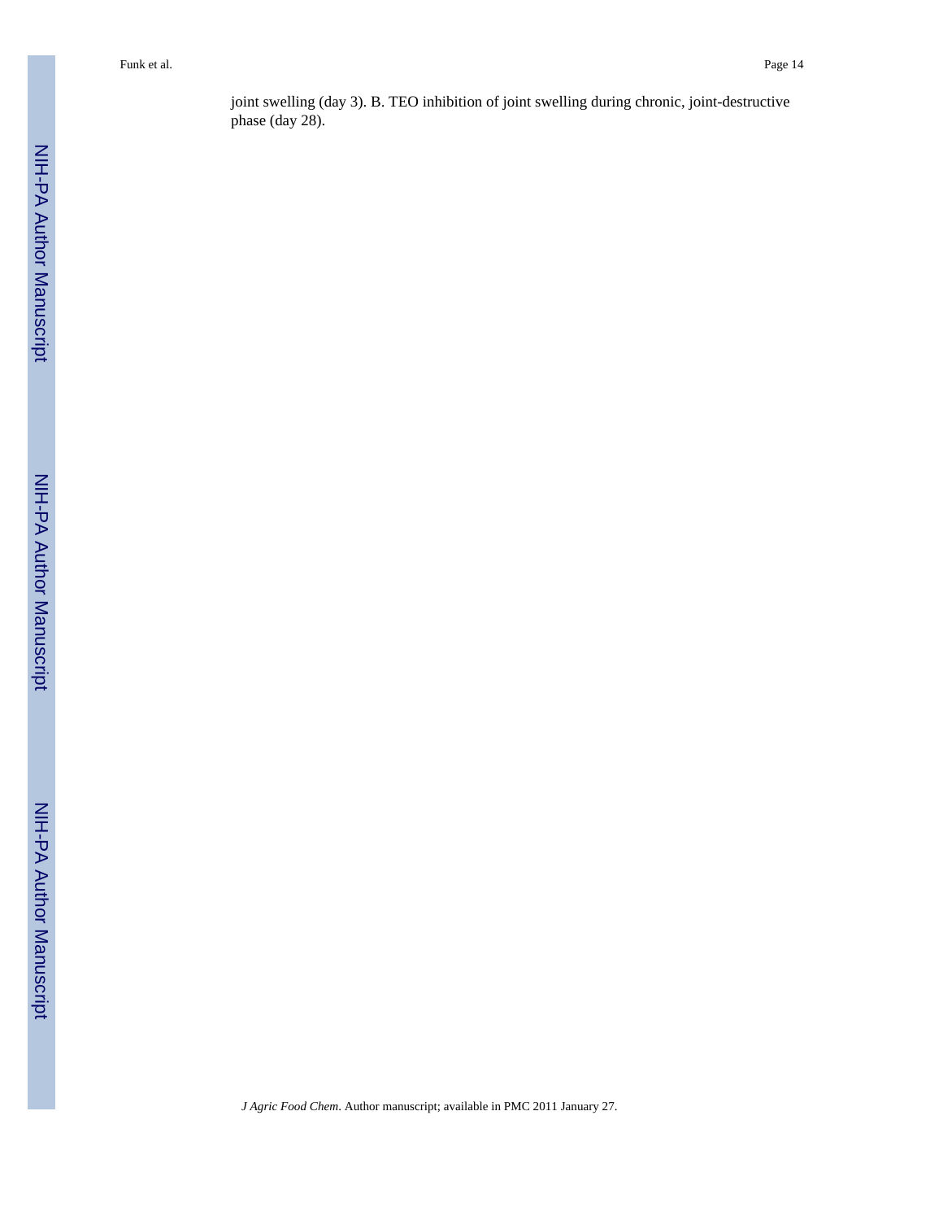joint swelling (day 3). B. TEO inhibition of joint swelling during chronic, joint-destructive phase (day 28).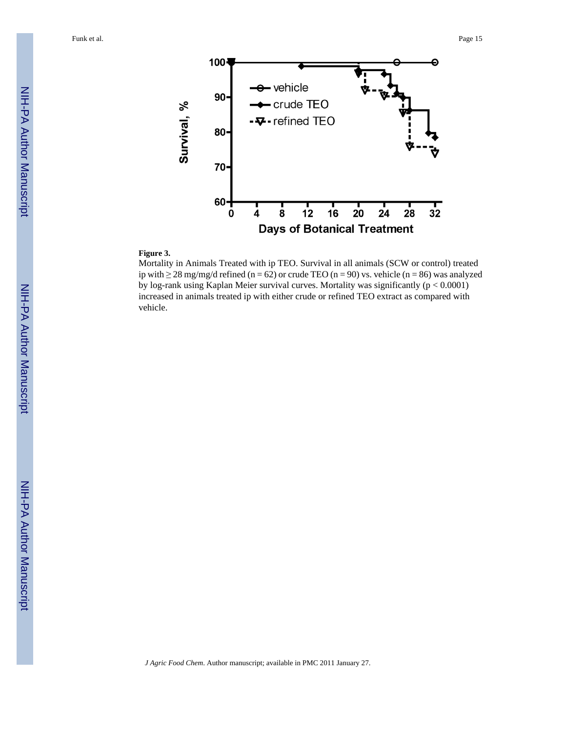**Figure 3.**

Mortality in Animals Treated with ip TEO. Survival in all animals (SCW or control) treated ip with ≥ 28 mg/mg/d refined (n = 62) or crude TEO (n = 90) vs. vehicle (n = 86) was analyzed by log-rank using Kaplan Meier survival curves. Mortality was significantly ($p < 0.0001$) increased in animals treated ip with either crude or refined TEO extract as compared with vehicle.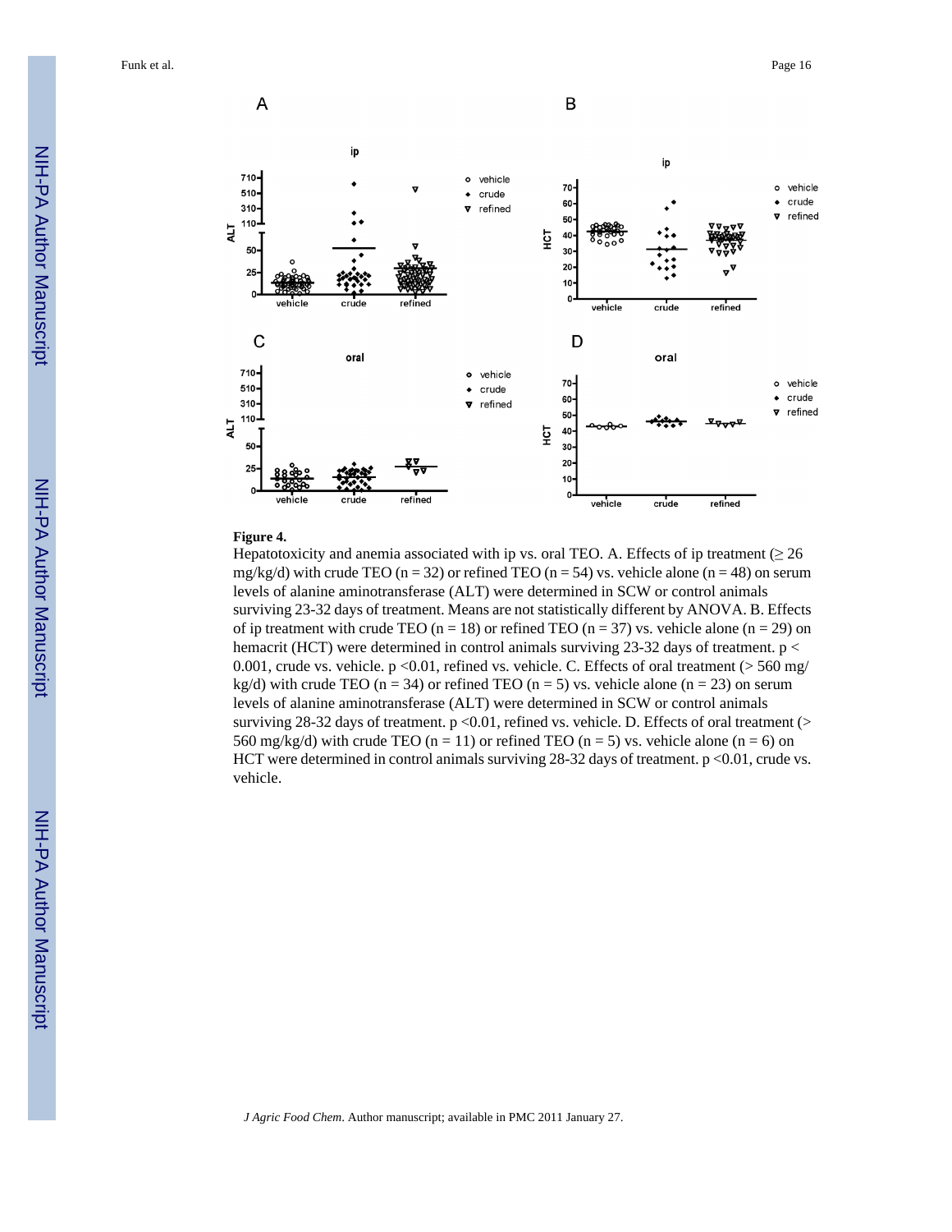**Figure 4.**

Hepatotoxicity and anemia associated with ip vs. oral TEO. A. Effects of ip treatment (≥ 26 mg/kg/d) with crude TEO (n = 32) or refined TEO (n = 54) vs. vehicle alone (n = 48) on serum levels of alanine aminotransferase (ALT) were determined in SCW or control animals surviving 23-32 days of treatment. Means are not statistically different by ANOVA. B. Effects of ip treatment with crude TEO (n = 18) or refined TEO (n = 37) vs. vehicle alone (n = 29) on hemacrit (HCT) were determined in control animals surviving 23-32 days of treatment. $p < 0.001$, crude vs. vehicle. $p < 0.01$, refined vs. vehicle. C. Effects of oral treatment (> 560 mg/kg/d) with crude TEO (n = 34) or refined TEO (n = 5) vs. vehicle alone (n = 23) on serum levels of alanine aminotransferase (ALT) were determined in SCW or control animals surviving 28-32 days of treatment. $p < 0.01$, refined vs. vehicle. D. Effects of oral treatment (> 560 mg/kg/d) with crude TEO (n = 11) or refined TEO (n = 5) vs. vehicle alone (n = 6) on HCT were determined in control animals surviving 28-32 days of treatment. $p < 0.01$, crude vs. vehicle.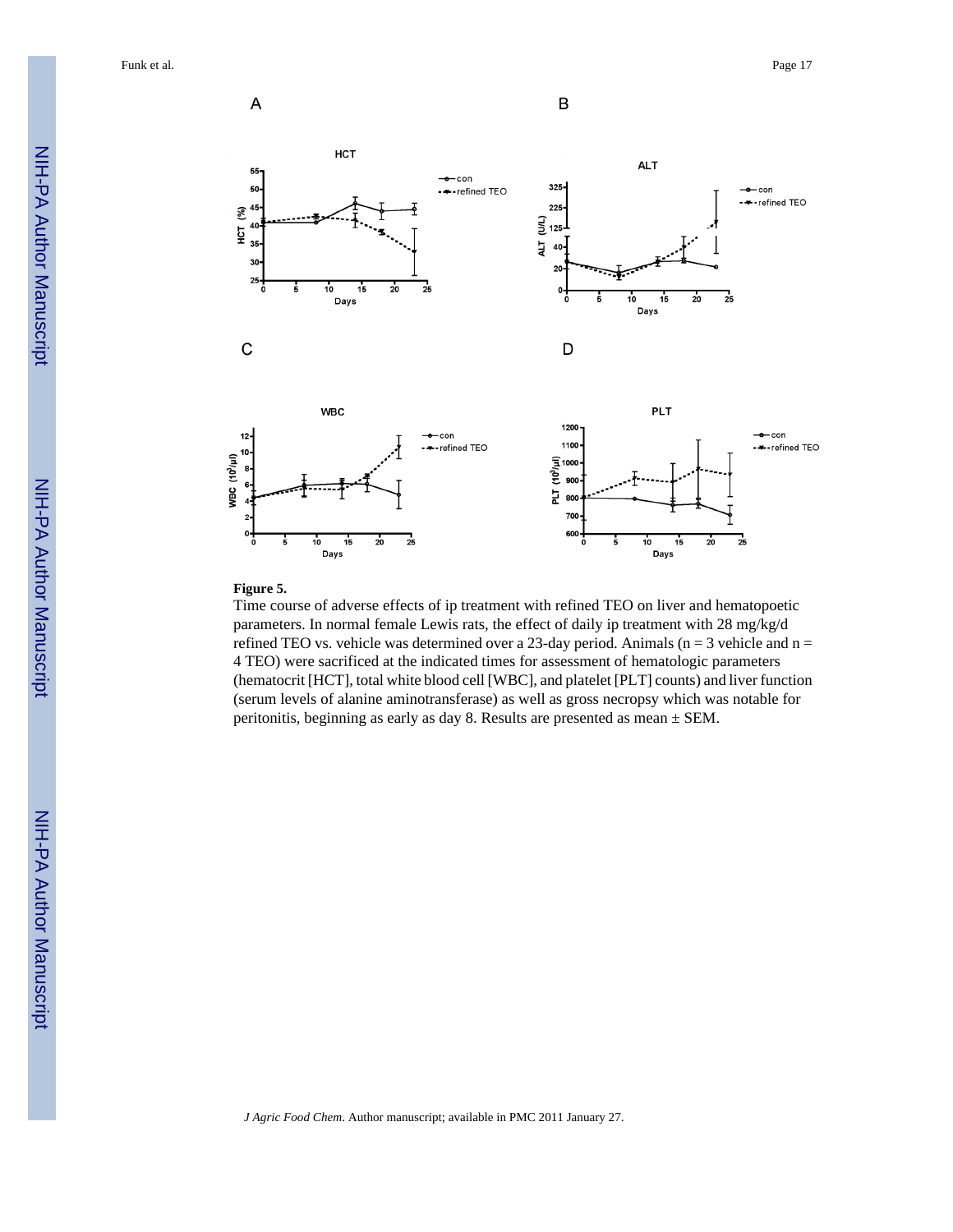**Figure 5.**

Time course of adverse effects of ip treatment with refined TEO on liver and hematopoetic parameters. In normal female Lewis rats, the effect of daily ip treatment with 28 mg/kg/d refined TEO vs. vehicle was determined over a 23-day period. Animals (n = 3 vehicle and n = 4 TEO) were sacrificed at the indicated times for assessment of hematologic parameters (hematocrit [HCT], total white blood cell [WBC], and platelet [PLT] counts) and liver function (serum levels of alanine aminotransferase) as well as gross necropsy which was notable for peritonitis, beginning as early as day 8. Results are presented as mean ± SEM.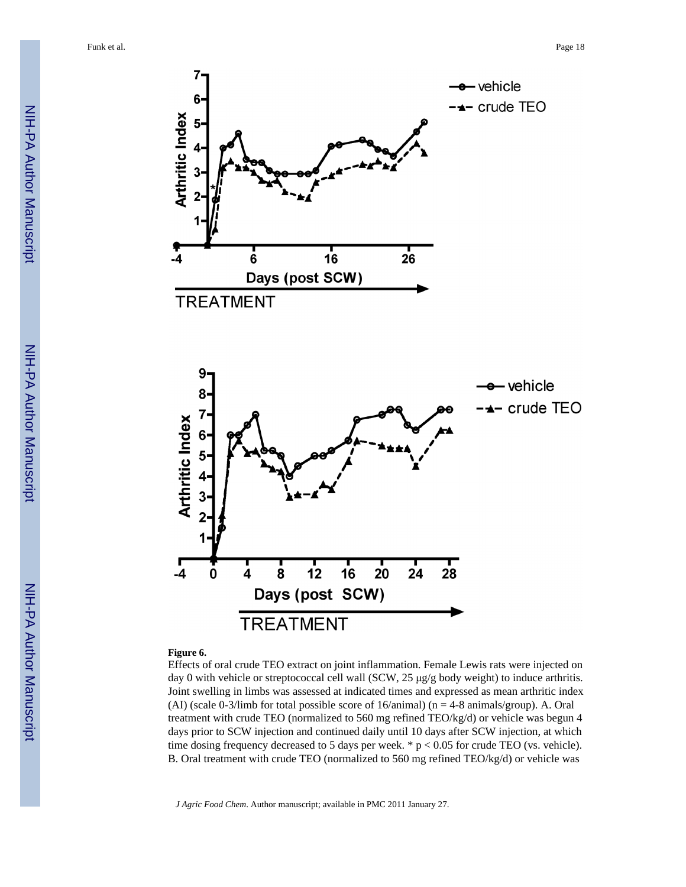**Figure 6.**

Effects of oral crude TEO extract on joint inflammation. Female Lewis rats were injected on day 0 with vehicle or streptococcal cell wall (SCW, 25 μg/g body weight) to induce arthritis. Joint swelling in limbs was assessed at indicated times and expressed as mean arthritic index (AI) (scale 0-3/limb for total possible score of 16/animal) (n = 4-8 animals/group). A. Oral treatment with crude TEO (normalized to 560 mg refined TEO/kg/d) or vehicle was begun 4 days prior to SCW injection and continued daily until 10 days after SCW injection, at which time dosing frequency decreased to 5 days per week. * $p < 0.05$ for crude TEO (vs. vehicle). B. Oral treatment with crude TEO (normalized to 560 mg refined TEO/kg/d) or vehicle was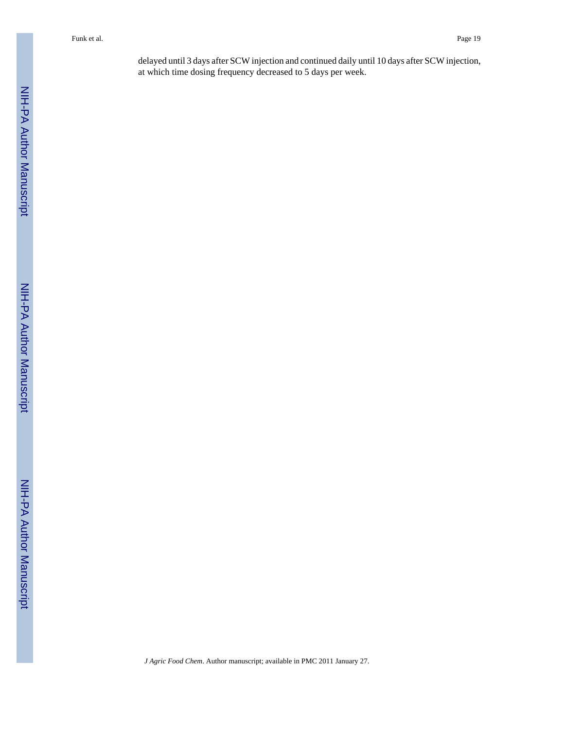delayed until 3 days after SCW injection and continued daily until 10 days after SCW injection, at which time dosing frequency decreased to 5 days per week.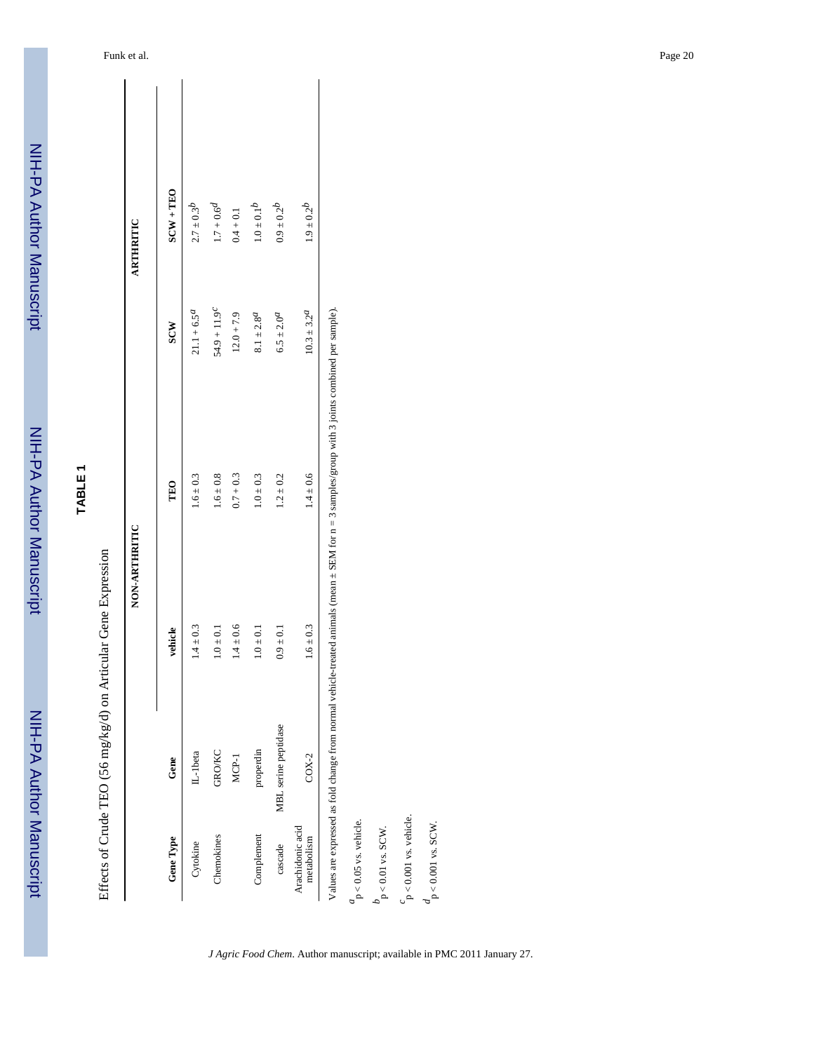# TABLE 1

Effects of Crude TEO (56 mg/kg/d) on Articular Gene Expression

| Gene Type | Gene | NON-ARTHRITIC | | ARTHRITIC | |
|---|---|---|---|---|---|
| | | vehicle | TEO | SCW | SCW + TEO |
| Cytokine | IL-1beta | 1.4 ± 0.3 | 1.6 ± 0.3 | 21.1 + 6.5[a] | 2.7 ± 0.3[b] |
| Chemokines | GRO/KC | 1.0 ± 0.1 | 1.6 ± 0.8 | 54.9 + 11.9[c] | 1.7 + 0.6[d] |
| | MCP-1 | 1.4 ± 0.6 | 0.7 + 0.3 | 12.0 + 7.9 | 0.4 + 0.1 |
| Complement | properdin | 1.0 ± 0.1 | 1.0 ± 0.3 | 8.1 ± 2.8[a] | 1.0 ± 0.1[b] |
| cascade | MBL serine peptidase | 0.9 ± 0.1 | 1.2 ± 0.2 | 6.5 ± 2.0[a] | 0.9 ± 0.2[b] |
| Arachidonic acid metabolism | COX-2 | 1.6 ± 0.3 | 1.4 ± 0.6 | 10.3 ± 3.2[a] | 1.9 ± 0.2[b] |

Values are expressed as fold change from normal vehicle-treated animals (mean ± SEM for n = 3 samples/group with 3 joints combined per sample).

[a] $p < 0.05$ vs. vehicle.

[b] $p < 0.01$ vs. SCW.

[c] $p < 0.001$ vs. vehicle.

[d] $p < 0.001$ vs. SCW.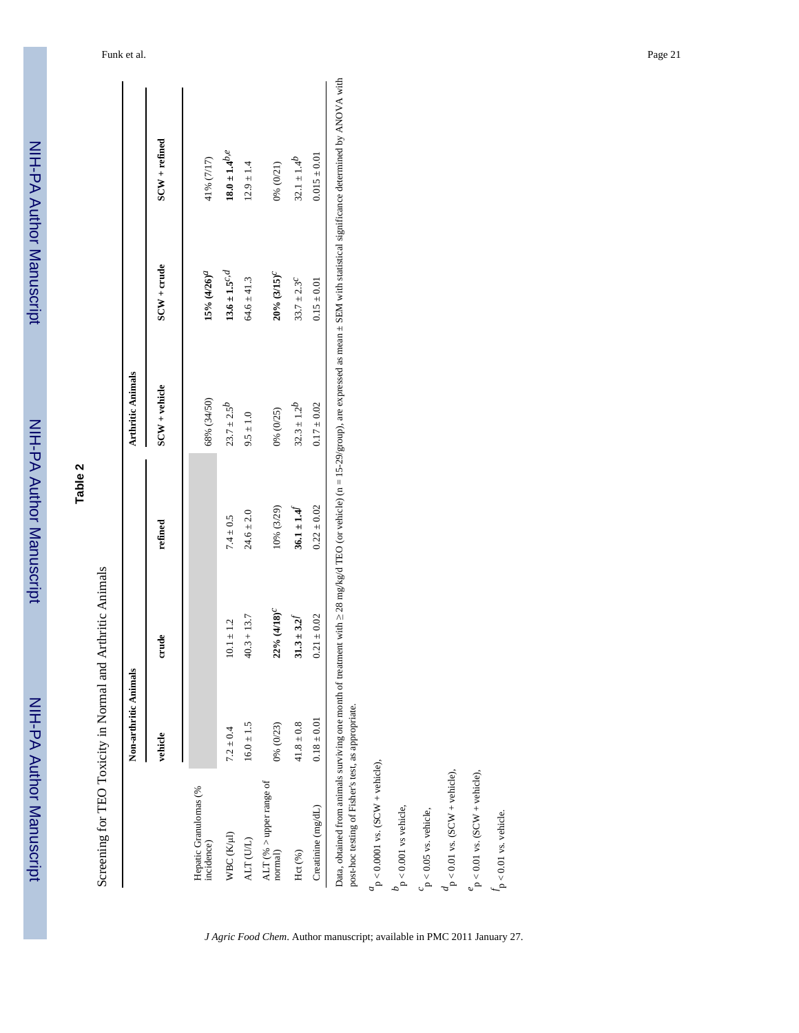## Table 2

Screening for TEO Toxicity in Normal and Arthritic Animals

| | Non-arthritic Animals | | | Arthritic Animals | | |
|---|---|---|---|---|---|---|
| | vehicle | crude | refined | SCW + vehicle | SCW + crude | SCW + refined |
| Hepatic Granulomas (% incidence) | | | | 68% (34/50) | **15% (4/26)**[a] | 41% (7/17) |
| WBC (K/μl) | 7.2 ± 0.4 | 10.1 ± 1.2 | 7.4 ± 0.5 | 23.7 ± 2.5[b] | **13.6 ± 1.5**[c,d] | **18.0 ± 1.4**[b,e] |
| ALT (U/L) | 16.0 ± 1.5 | 40.3 + 13.7 | 24.6 ± 2.0 | 9.5 ± 1.0 | 64.6 ± 41.3 | 12.9 ± 1.4 |
| ALT (% > upper range of normal) | 0% (0/23) | **22% (4/18)**[c] | 10% (3/29) | 0% (0/25) | **20% (3/15)**[c] | 0% (0/21) |
| Hct (%) | 41.8 ± 0.8 | **31.3 ± 3.2**[f] | **36.1 ± 1.4**[f] | 32.3 ± 1.2[b] | 33.7 ± 2.3[c] | 32.1 ± 1.4[b] |
| Creatinine (mg/dL) | 0.18 ± 0.01 | 0.21 ± 0.02 | 0.22 ± 0.02 | 0.17 ± 0.02 | 0.15 ± 0.01 | 0.015 ± 0.01 |

Data, obtained from animals surviving one month of treatment with ≥ 28 mg/kg/d TEO (or vehicle) (n = 15-29/group), are expressed as mean ± SEM with statistical significance determined by ANOVA with post-hoc testing of Fisher's test, as appropriate.

[a] $p < 0.0001$ vs. (SCW + vehicle),

[b] $p < 0.001$ vs vehicle,

[c] $p < 0.05$ vs. vehicle,

[d] $p < 0.01$ vs. (SCW + vehicle),

[e] $p < 0.01$ vs. (SCW + vehicle),

[f] $p < 0.01$ vs. vehicle.